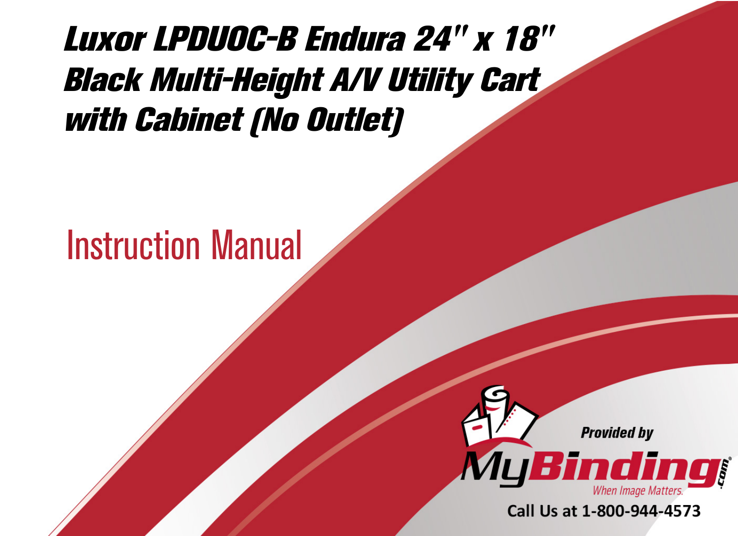# *Luxor LPDUOC-B Endura 24" x 18" Black Multi-Height A/V Utility Cart with Cabinet (No Outlet)*

## Instruction Manual

*Provided by*

MyBinding.com

*When Image Matters.*

Call Us at 1-800-944-4573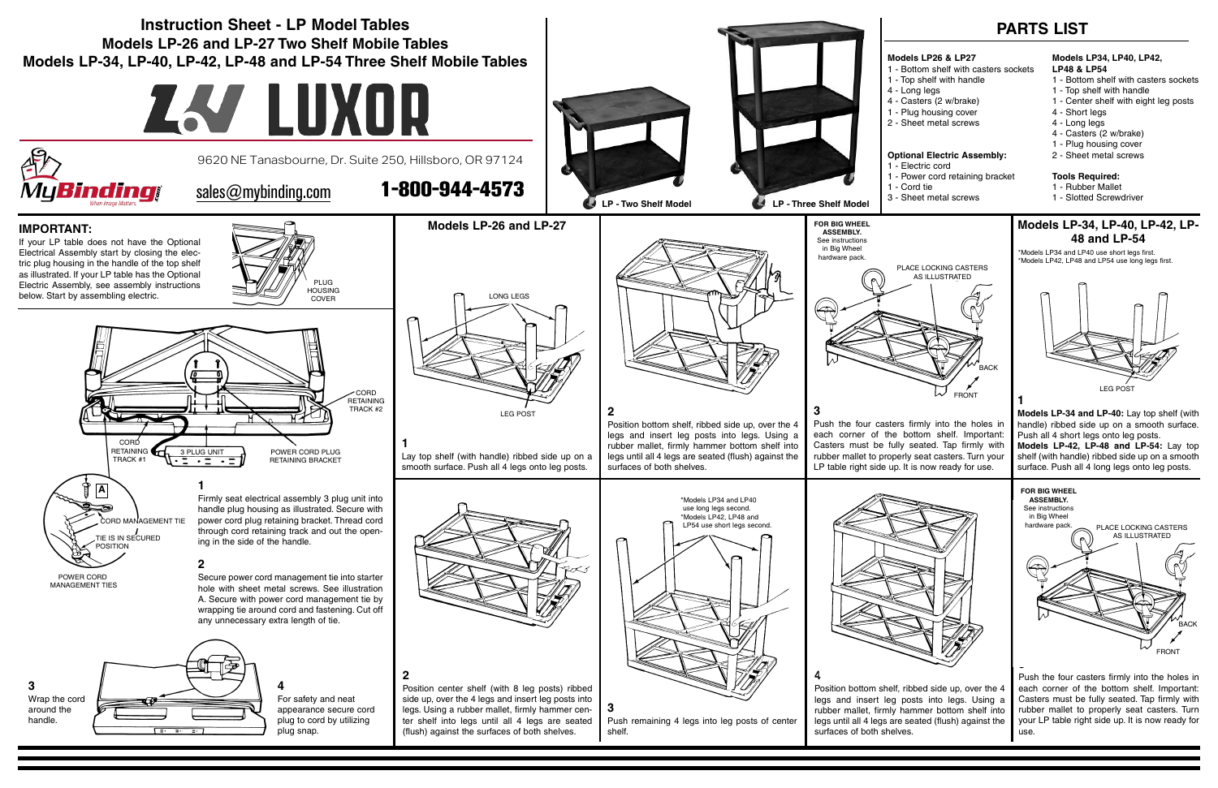# Instruction Sheet - LP Model Tables

## Models LP-26 and LP-27 Two Shelf Mobile Tables

## Models LP-34, LP-40, LP-42, LP-48 and LP-54 Three Shelf Mobile Tables

LUXOR

MyBinding — When Image Matters

9620 NE Tanasbourne, Dr. Suite 250, Hillsboro, OR 97124

sales@mybinding.com

1-800-944-4573

LP - Two Shelf Model

LP - Three Shelf Model

## PARTS LIST

**Models LP26 & LP27**
- 1 - Bottom shelf with casters sockets
- 1 - Top shelf with handle
- 4 - Long legs
- 4 - Casters (2 w/brake)
- 1 - Plug housing cover
- 2 - Sheet metal screws

**Optional Electric Assembly:**
- 1 - Electric cord
- 1 - Power cord retaining bracket
- 1 - Cord tie
- 3 - Sheet metal screws

**Models LP34, LP40, LP42, LP48 & LP54**
- 1 - Bottom shelf with casters sockets
- 1 - Top shelf with handle
- 1 - Center shelf with eight leg posts
- 4 - Short legs
- 4 - Long legs
- 4 - Casters (2 w/brake)
- 1 - Plug housing cover
- 2 - Sheet metal screws

**Tools Required:**
- 1 - Rubber Mallet
- 1 - Slotted Screwdriver

## IMPORTANT:

If your LP table does not have the Optional Electrical Assembly start by closing the electric plug housing in the handle of the top shelf as illustrated. If your LP table has the Optional Electric Assembly, see assembly instructions below. Start by assembling electric.

PLUG HOUSING COVER

CORD RETAINING TRACK #2

CORD RETAINING TRACK #1

3 PLUG UNIT

POWER CORD PLUG RETAINING BRACKET

A

CORD MANAGEMENT TIE

TIE IS IN SECURED POSITION

POWER CORD MANAGEMENT TIES

**1**
Firmly seat electrical assembly 3 plug unit into handle plug housing as illustrated. Secure with power cord plug retaining bracket. Thread cord through cord retaining track and out the opening in the side of the handle.

**2**
Secure power cord management tie into starter hole with sheet metal screws. See illustration A. Secure with power cord management tie by wrapping tie around cord and fastening. Cut off any unnecessary extra length of tie.

**3**
Wrap the cord around the handle.

**4**
For safety and neat appearance secure cord plug to cord by utilizing plug snap.

## Models LP-26 and LP-27

LONG LEGS

LEG POST

**1**
Lay top shelf (with handle) ribbed side up on a smooth surface. Push all 4 legs onto leg posts.

**2**
Position bottom shelf, ribbed side up, over the 4 legs and insert leg posts into legs. Using a rubber mallet, firmly hammer bottom shelf into legs until all 4 legs are seated (flush) against the surfaces of both shelves.

**FOR BIG WHEEL ASSEMBLY.** See instructions in Big Wheel hardware pack.

PLACE LOCKING CASTERS AS ILLUSTRATED

BACK

FRONT

**3**
Push the four casters firmly into the holes in each corner of the bottom shelf. Important: Casters must be fully seated. Tap firmly with rubber mallet to properly seat casters. Turn your LP table right side up. It is now ready for use.

## Models LP-34, LP-40, LP-42, LP-48 and LP-54

*Models LP34 and LP40 use short legs first.
*Models LP42, LP48 and LP54 use long legs first.

LEG POST

**1**
**Models LP-34 and LP-40:** Lay top shelf (with handle) ribbed side up on a smooth surface. Push all 4 short legs onto leg posts.
**Models LP-42, LP-48 and LP-54:** Lay top shelf (with handle) ribbed side up on a smooth surface. Push all 4 long legs onto leg posts.

**2**
Position center shelf (with 8 leg posts) ribbed side up, over the 4 legs and insert leg posts into legs. Using a rubber mallet, firmly hammer center shelf into legs until all 4 legs are seated (flush) against the surfaces of both shelves.

*Models LP34 and LP40 use long legs second.
*Models LP42, LP48 and LP54 use short legs second.

**3**
Push remaining 4 legs into leg posts of center shelf.

**4**
Position bottom shelf, ribbed side up, over the 4 legs and insert leg posts into legs. Using a rubber mallet, firmly hammer bottom shelf into legs until all 4 legs are seated (flush) against the surfaces of both shelves.

**FOR BIG WHEEL ASSEMBLY.** See instructions in Big Wheel hardware pack.

PLACE LOCKING CASTERS AS ILLUSTRATED

BACK

FRONT

Push the four casters firmly into the holes in each corner of the bottom shelf. Important: Casters must be fully seated. Tap firmly with rubber mallet to properly seat casters. Turn your LP table right side up. It is now ready for use.